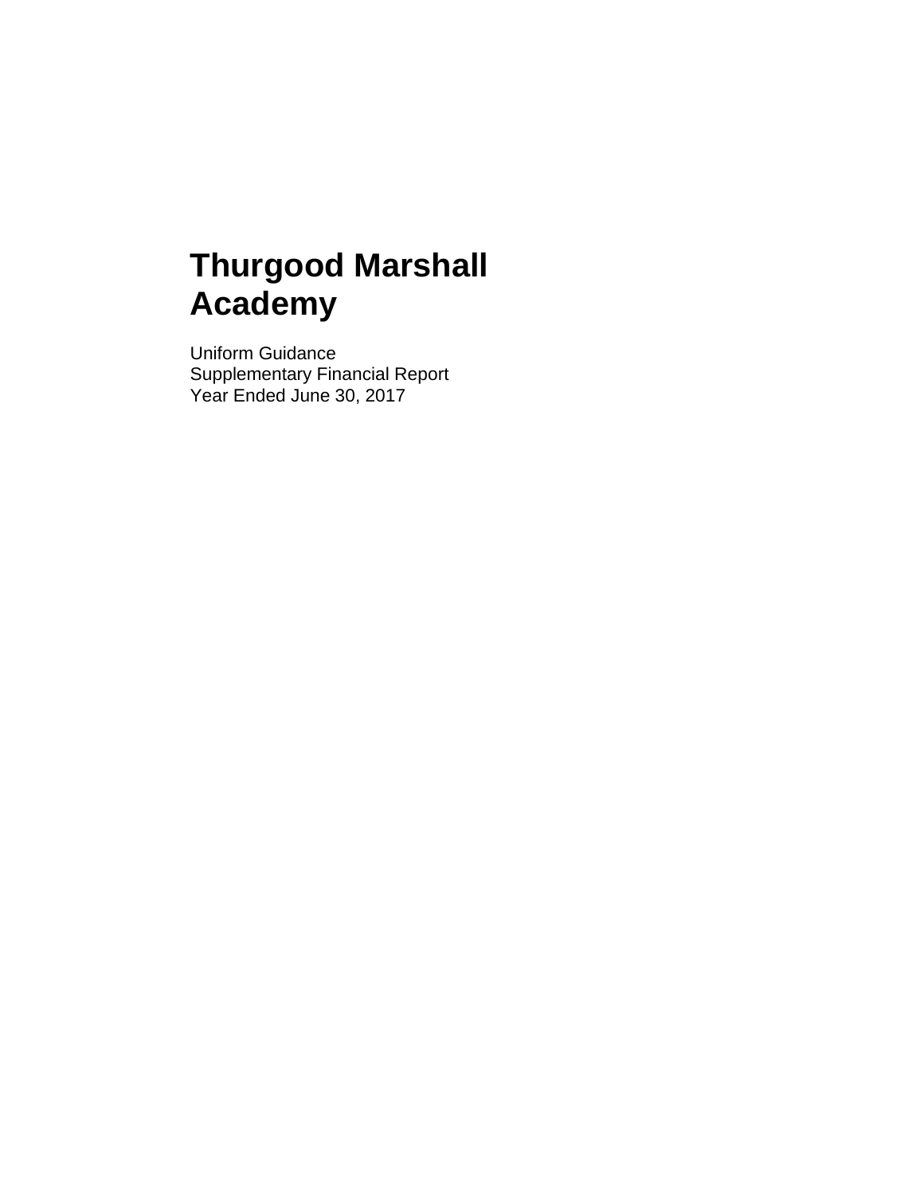# Thurgood Marshall Academy

Uniform Guidance
Supplementary Financial Report
Year Ended June 30, 2017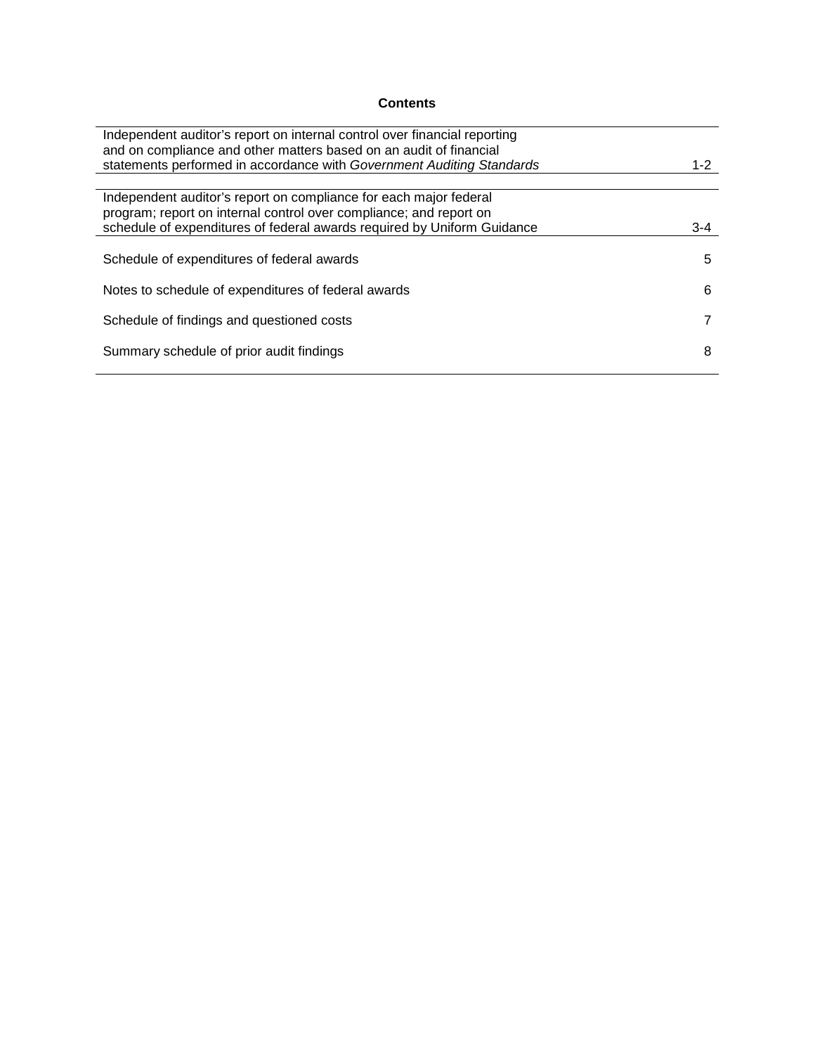## Contents

| | |
|---|---|
| Independent auditor's report on internal control over financial reporting and on compliance and other matters based on an audit of financial statements performed in accordance with *Government Auditing Standards* | 1-2 |
| Independent auditor's report on compliance for each major federal program; report on internal control over compliance; and report on schedule of expenditures of federal awards required by Uniform Guidance | 3-4 |
| Schedule of expenditures of federal awards | 5 |
| Notes to schedule of expenditures of federal awards | 6 |
| Schedule of findings and questioned costs | 7 |
| Summary schedule of prior audit findings | 8 |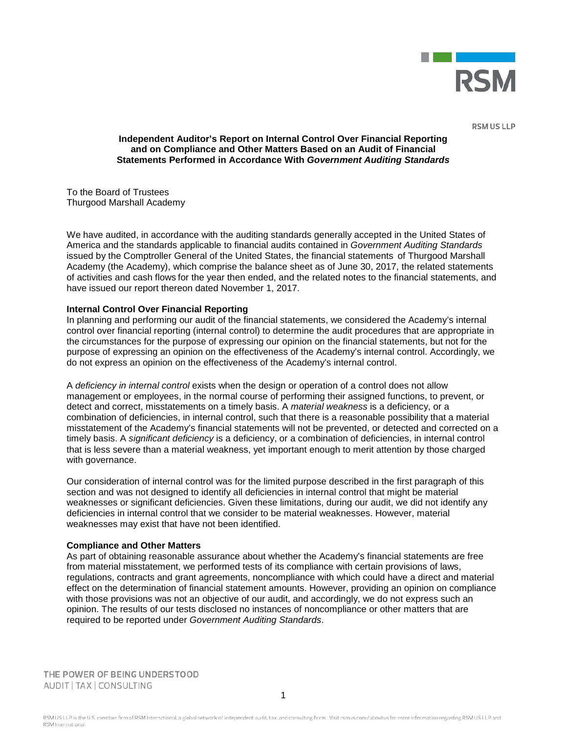RSM US LLP

## Independent Auditor's Report on Internal Control Over Financial Reporting and on Compliance and Other Matters Based on an Audit of Financial Statements Performed in Accordance With *Government Auditing Standards*

To the Board of Trustees
Thurgood Marshall Academy

We have audited, in accordance with the auditing standards generally accepted in the United States of America and the standards applicable to financial audits contained in *Government Auditing Standards* issued by the Comptroller General of the United States, the financial statements of Thurgood Marshall Academy (the Academy), which comprise the balance sheet as of June 30, 2017, the related statements of activities and cash flows for the year then ended, and the related notes to the financial statements, and have issued our report thereon dated November 1, 2017.

**Internal Control Over Financial Reporting**

In planning and performing our audit of the financial statements, we considered the Academy's internal control over financial reporting (internal control) to determine the audit procedures that are appropriate in the circumstances for the purpose of expressing our opinion on the financial statements, but not for the purpose of expressing an opinion on the effectiveness of the Academy's internal control. Accordingly, we do not express an opinion on the effectiveness of the Academy's internal control.

A *deficiency in internal control* exists when the design or operation of a control does not allow management or employees, in the normal course of performing their assigned functions, to prevent, or detect and correct, misstatements on a timely basis. A *material weakness* is a deficiency, or a combination of deficiencies, in internal control, such that there is a reasonable possibility that a material misstatement of the Academy's financial statements will not be prevented, or detected and corrected on a timely basis. A *significant deficiency* is a deficiency, or a combination of deficiencies, in internal control that is less severe than a material weakness, yet important enough to merit attention by those charged with governance.

Our consideration of internal control was for the limited purpose described in the first paragraph of this section and was not designed to identify all deficiencies in internal control that might be material weaknesses or significant deficiencies. Given these limitations, during our audit, we did not identify any deficiencies in internal control that we consider to be material weaknesses. However, material weaknesses may exist that have not been identified.

**Compliance and Other Matters**

As part of obtaining reasonable assurance about whether the Academy's financial statements are free from material misstatement, we performed tests of its compliance with certain provisions of laws, regulations, contracts and grant agreements, noncompliance with which could have a direct and material effect on the determination of financial statement amounts. However, providing an opinion on compliance with those provisions was not an objective of our audit, and accordingly, we do not express such an opinion. The results of our tests disclosed no instances of noncompliance or other matters that are required to be reported under *Government Auditing Standards*.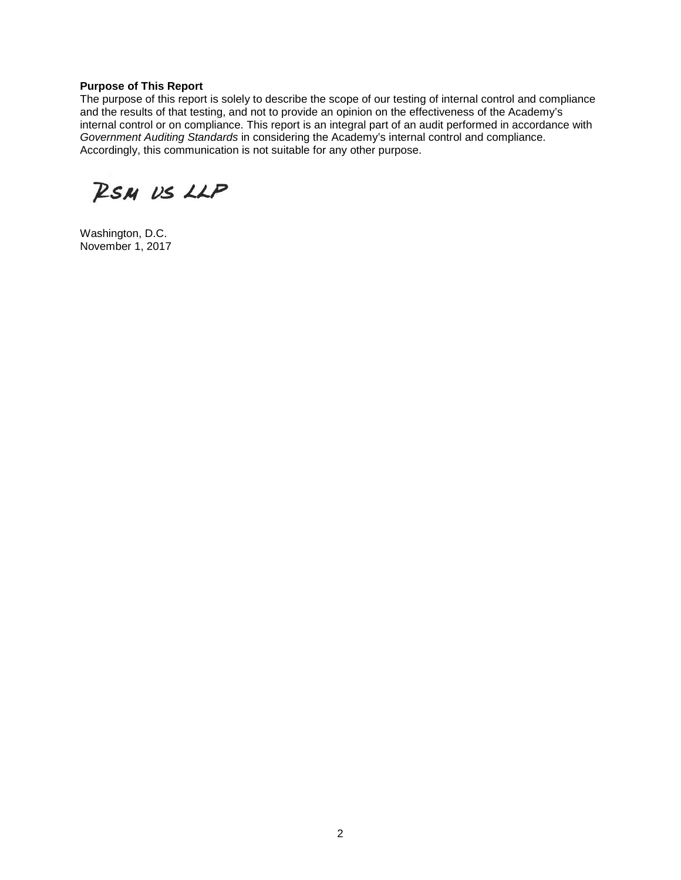**Purpose of This Report**

The purpose of this report is solely to describe the scope of our testing of internal control and compliance and the results of that testing, and not to provide an opinion on the effectiveness of the Academy's internal control or on compliance. This report is an integral part of an audit performed in accordance with *Government Auditing Standards* in considering the Academy's internal control and compliance. Accordingly, this communication is not suitable for any other purpose.

RSM US LLP

Washington, D.C.
November 1, 2017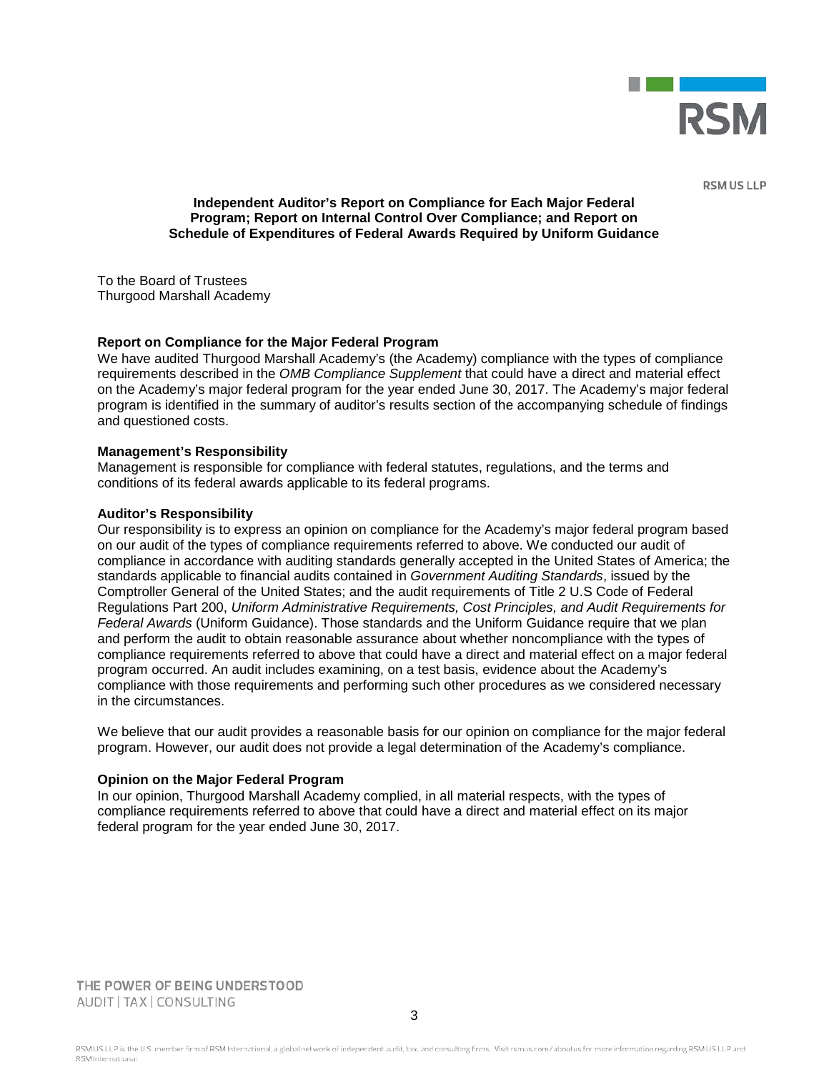**Independent Auditor's Report on Compliance for Each Major Federal Program; Report on Internal Control Over Compliance; and Report on Schedule of Expenditures of Federal Awards Required by Uniform Guidance**

To the Board of Trustees
Thurgood Marshall Academy

**Report on Compliance for the Major Federal Program**

We have audited Thurgood Marshall Academy's (the Academy) compliance with the types of compliance requirements described in the *OMB Compliance Supplement* that could have a direct and material effect on the Academy's major federal program for the year ended June 30, 2017. The Academy's major federal program is identified in the summary of auditor's results section of the accompanying schedule of findings and questioned costs.

**Management's Responsibility**

Management is responsible for compliance with federal statutes, regulations, and the terms and conditions of its federal awards applicable to its federal programs.

**Auditor's Responsibility**

Our responsibility is to express an opinion on compliance for the Academy's major federal program based on our audit of the types of compliance requirements referred to above. We conducted our audit of compliance in accordance with auditing standards generally accepted in the United States of America; the standards applicable to financial audits contained in *Government Auditing Standards*, issued by the Comptroller General of the United States; and the audit requirements of Title 2 U.S Code of Federal Regulations Part 200, *Uniform Administrative Requirements, Cost Principles, and Audit Requirements for Federal Awards* (Uniform Guidance). Those standards and the Uniform Guidance require that we plan and perform the audit to obtain reasonable assurance about whether noncompliance with the types of compliance requirements referred to above that could have a direct and material effect on a major federal program occurred. An audit includes examining, on a test basis, evidence about the Academy's compliance with those requirements and performing such other procedures as we considered necessary in the circumstances.

We believe that our audit provides a reasonable basis for our opinion on compliance for the major federal program. However, our audit does not provide a legal determination of the Academy's compliance.

**Opinion on the Major Federal Program**

In our opinion, Thurgood Marshall Academy complied, in all material respects, with the types of compliance requirements referred to above that could have a direct and material effect on its major federal program for the year ended June 30, 2017.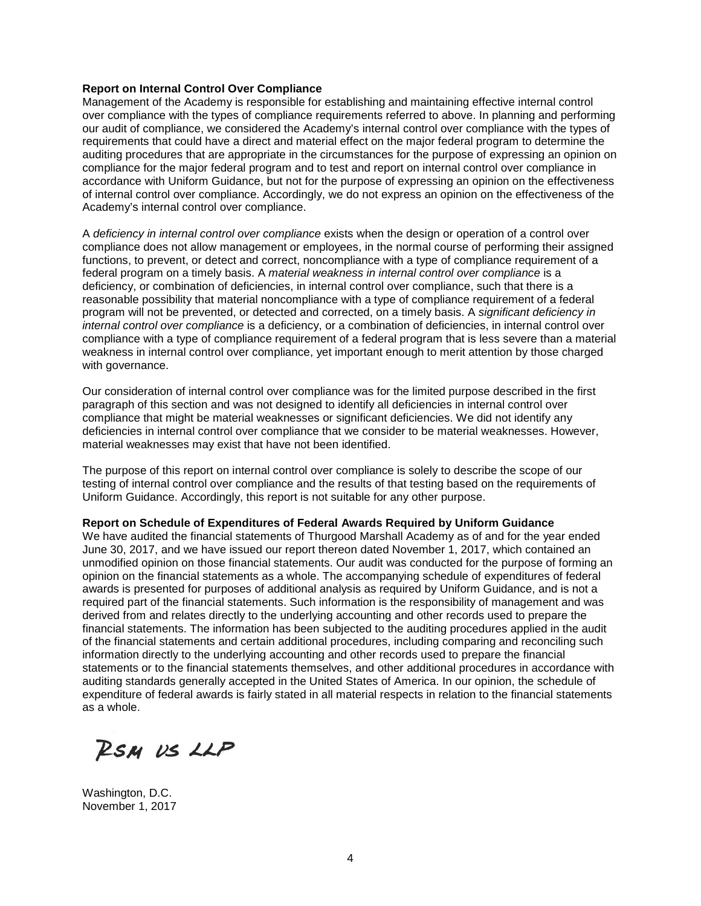**Report on Internal Control Over Compliance**

Management of the Academy is responsible for establishing and maintaining effective internal control over compliance with the types of compliance requirements referred to above. In planning and performing our audit of compliance, we considered the Academy's internal control over compliance with the types of requirements that could have a direct and material effect on the major federal program to determine the auditing procedures that are appropriate in the circumstances for the purpose of expressing an opinion on compliance for the major federal program and to test and report on internal control over compliance in accordance with Uniform Guidance, but not for the purpose of expressing an opinion on the effectiveness of internal control over compliance. Accordingly, we do not express an opinion on the effectiveness of the Academy's internal control over compliance.

A *deficiency in internal control over compliance* exists when the design or operation of a control over compliance does not allow management or employees, in the normal course of performing their assigned functions, to prevent, or detect and correct, noncompliance with a type of compliance requirement of a federal program on a timely basis. A *material weakness in internal control over compliance* is a deficiency, or combination of deficiencies, in internal control over compliance, such that there is a reasonable possibility that material noncompliance with a type of compliance requirement of a federal program will not be prevented, or detected and corrected, on a timely basis. A *significant deficiency in internal control over compliance* is a deficiency, or a combination of deficiencies, in internal control over compliance with a type of compliance requirement of a federal program that is less severe than a material weakness in internal control over compliance, yet important enough to merit attention by those charged with governance.

Our consideration of internal control over compliance was for the limited purpose described in the first paragraph of this section and was not designed to identify all deficiencies in internal control over compliance that might be material weaknesses or significant deficiencies. We did not identify any deficiencies in internal control over compliance that we consider to be material weaknesses. However, material weaknesses may exist that have not been identified.

The purpose of this report on internal control over compliance is solely to describe the scope of our testing of internal control over compliance and the results of that testing based on the requirements of Uniform Guidance. Accordingly, this report is not suitable for any other purpose.

**Report on Schedule of Expenditures of Federal Awards Required by Uniform Guidance**

We have audited the financial statements of Thurgood Marshall Academy as of and for the year ended June 30, 2017, and we have issued our report thereon dated November 1, 2017, which contained an unmodified opinion on those financial statements. Our audit was conducted for the purpose of forming an opinion on the financial statements as a whole. The accompanying schedule of expenditures of federal awards is presented for purposes of additional analysis as required by Uniform Guidance, and is not a required part of the financial statements. Such information is the responsibility of management and was derived from and relates directly to the underlying accounting and other records used to prepare the financial statements. The information has been subjected to the auditing procedures applied in the audit of the financial statements and certain additional procedures, including comparing and reconciling such information directly to the underlying accounting and other records used to prepare the financial statements or to the financial statements themselves, and other additional procedures in accordance with auditing standards generally accepted in the United States of America. In our opinion, the schedule of expenditure of federal awards is fairly stated in all material respects in relation to the financial statements as a whole.

RSM US LLP

Washington, D.C.
November 1, 2017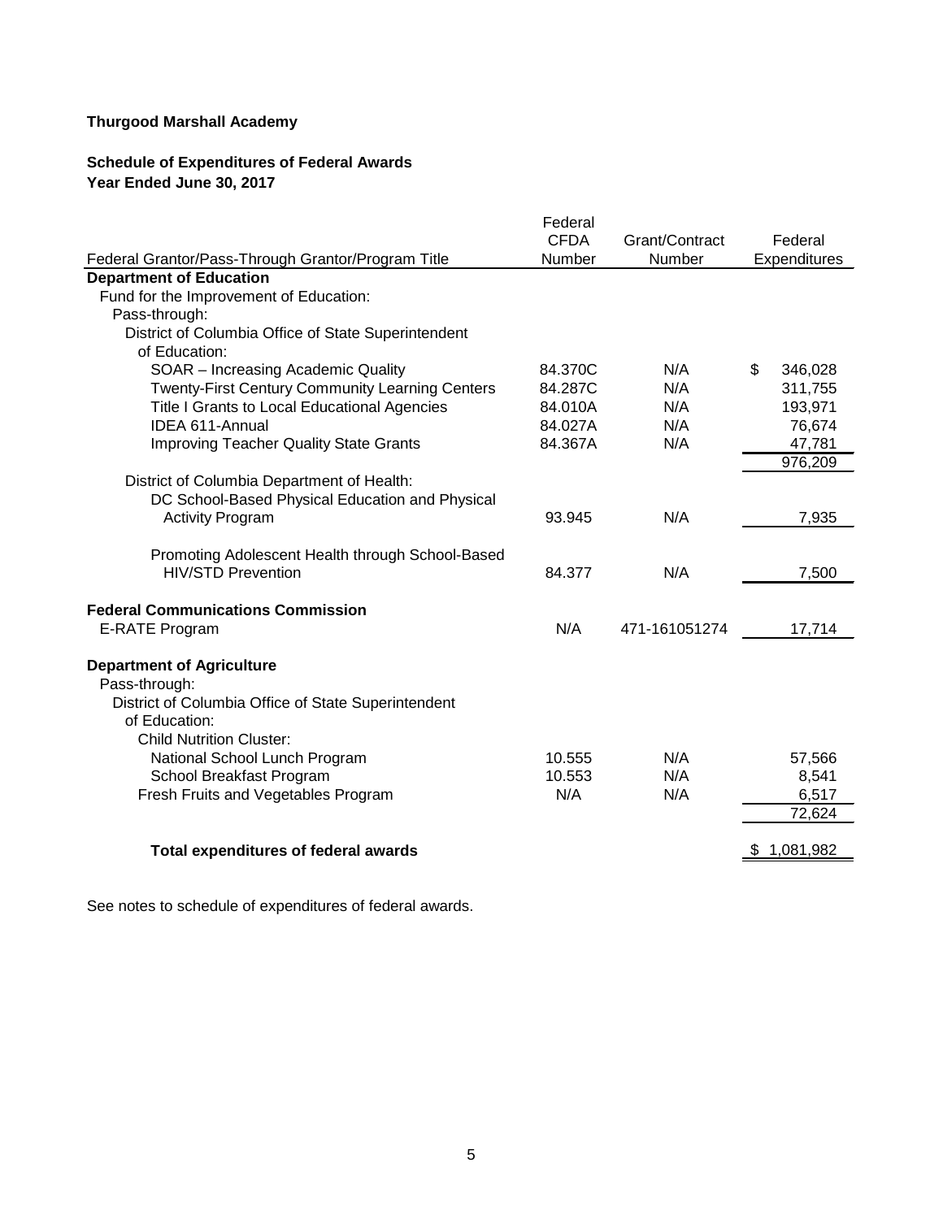**Thurgood Marshall Academy**

**Schedule of Expenditures of Federal Awards**
**Year Ended June 30, 2017**

| Federal Grantor/Pass-Through Grantor/Program Title | Federal CFDA Number | Grant/Contract Number | Federal Expenditures |
|---|---|---|---|
| **Department of Education** | | | |
| Fund for the Improvement of Education: | | | |
| Pass-through: | | | |
| District of Columbia Office of State Superintendent of Education: | | | |
| SOAR – Increasing Academic Quality | 84.370C | N/A | $ 346,028 |
| Twenty-First Century Community Learning Centers | 84.287C | N/A | 311,755 |
| Title I Grants to Local Educational Agencies | 84.010A | N/A | 193,971 |
| IDEA 611-Annual | 84.027A | N/A | 76,674 |
| Improving Teacher Quality State Grants | 84.367A | N/A | 47,781 |
| | | | 976,209 |
| District of Columbia Department of Health: | | | |
| DC School-Based Physical Education and Physical Activity Program | 93.945 | N/A | 7,935 |
| Promoting Adolescent Health through School-Based HIV/STD Prevention | 84.377 | N/A | 7,500 |
| **Federal Communications Commission** | | | |
| E-RATE Program | N/A | 471-161051274 | 17,714 |
| **Department of Agriculture** | | | |
| Pass-through: | | | |
| District of Columbia Office of State Superintendent of Education: | | | |
| Child Nutrition Cluster: | | | |
| National School Lunch Program | 10.555 | N/A | 57,566 |
| School Breakfast Program | 10.553 | N/A | 8,541 |
| Fresh Fruits and Vegetables Program | N/A | N/A | 6,517 |
| | | | 72,624 |
| **Total expenditures of federal awards** | | | $ 1,081,982 |

See notes to schedule of expenditures of federal awards.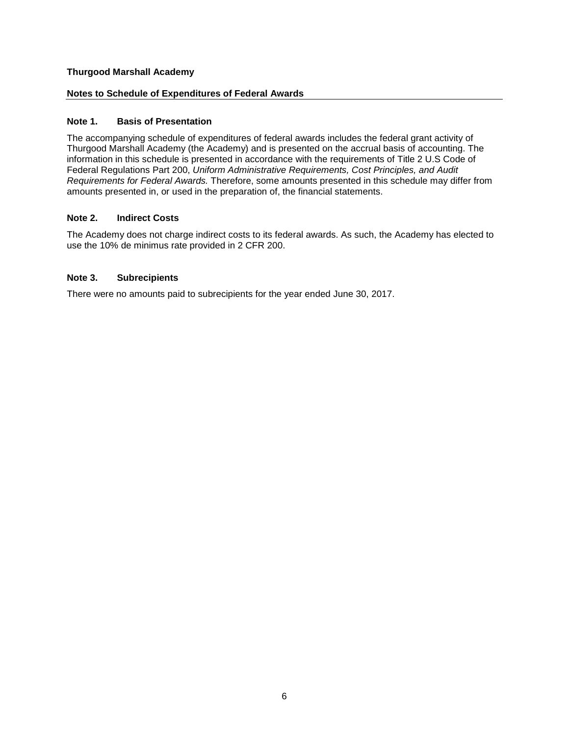**Thurgood Marshall Academy**

**Notes to Schedule of Expenditures of Federal Awards**

### Note 1. Basis of Presentation

The accompanying schedule of expenditures of federal awards includes the federal grant activity of Thurgood Marshall Academy (the Academy) and is presented on the accrual basis of accounting. The information in this schedule is presented in accordance with the requirements of Title 2 U.S Code of Federal Regulations Part 200, *Uniform Administrative Requirements, Cost Principles, and Audit Requirements for Federal Awards.* Therefore, some amounts presented in this schedule may differ from amounts presented in, or used in the preparation of, the financial statements.

### Note 2. Indirect Costs

The Academy does not charge indirect costs to its federal awards. As such, the Academy has elected to use the 10% de minimus rate provided in 2 CFR 200.

### Note 3. Subrecipients

There were no amounts paid to subrecipients for the year ended June 30, 2017.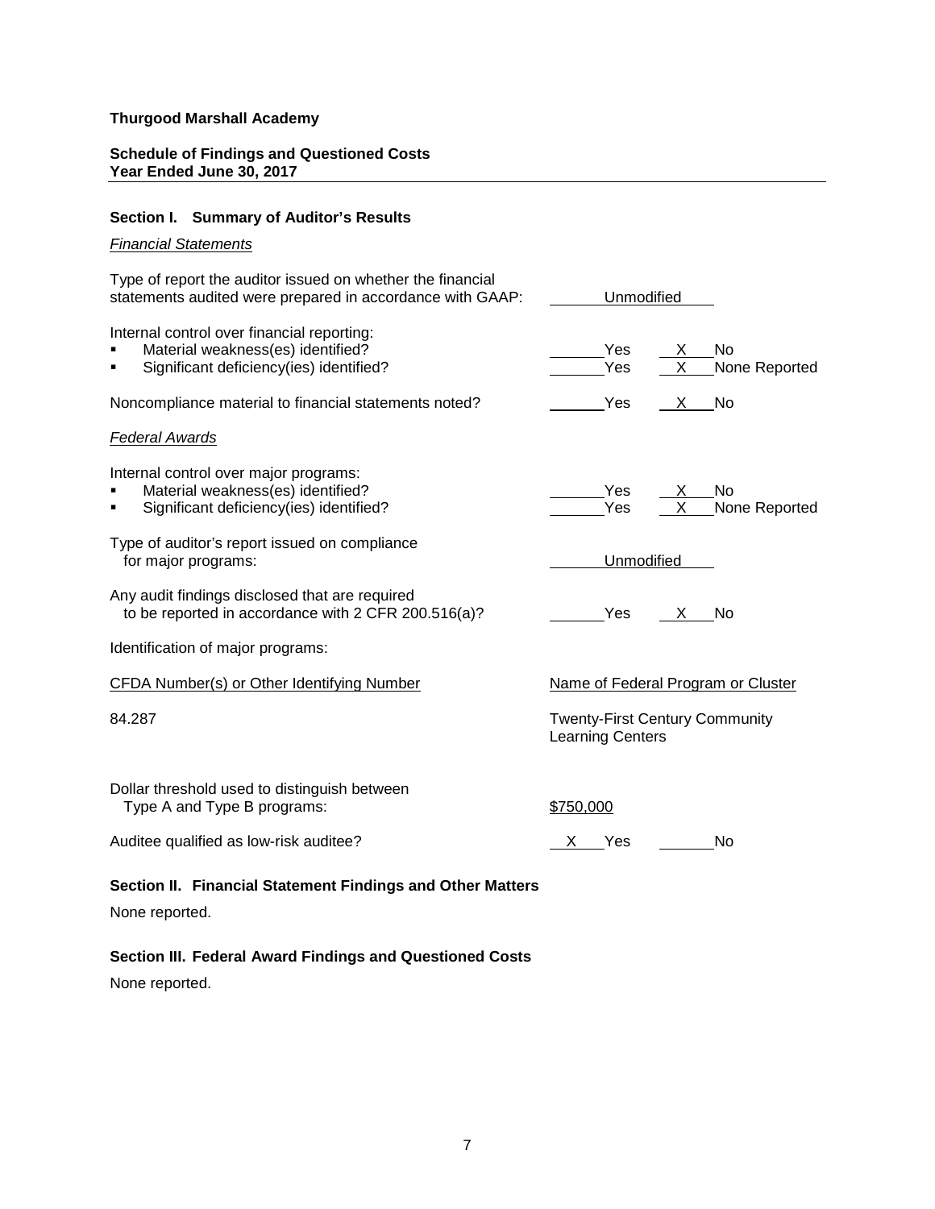**Thurgood Marshall Academy**

**Schedule of Findings and Questioned Costs**
**Year Ended June 30, 2017**

### Section I. Summary of Auditor's Results

*Financial Statements*

| | |
|---|---|
| Type of report the auditor issued on whether the financial statements audited were prepared in accordance with GAAP: | Unmodified |
| Internal control over financial reporting: | |
| ▪ Material weakness(es) identified? | ____ Yes __X__ No |
| ▪ Significant deficiency(ies) identified? | ____ Yes __X__ None Reported |
| Noncompliance material to financial statements noted? | ____ Yes __X__ No |

*Federal Awards*

| | |
|---|---|
| Internal control over major programs: | |
| ▪ Material weakness(es) identified? | ____ Yes __X__ No |
| ▪ Significant deficiency(ies) identified? | ____ Yes __X__ None Reported |
| Type of auditor's report issued on compliance for major programs: | Unmodified |
| Any audit findings disclosed that are required to be reported in accordance with 2 CFR 200.516(a)? | ____ Yes __X__ No |

Identification of major programs:

| CFDA Number(s) or Other Identifying Number | Name of Federal Program or Cluster |
|---|---|
| 84.287 | Twenty-First Century Community Learning Centers |

| | |
|---|---|
| Dollar threshold used to distinguish between Type A and Type B programs: | $750,000 |
| Auditee qualified as low-risk auditee? | __X__ Yes ____ No |

### Section II. Financial Statement Findings and Other Matters

None reported.

### Section III. Federal Award Findings and Questioned Costs

None reported.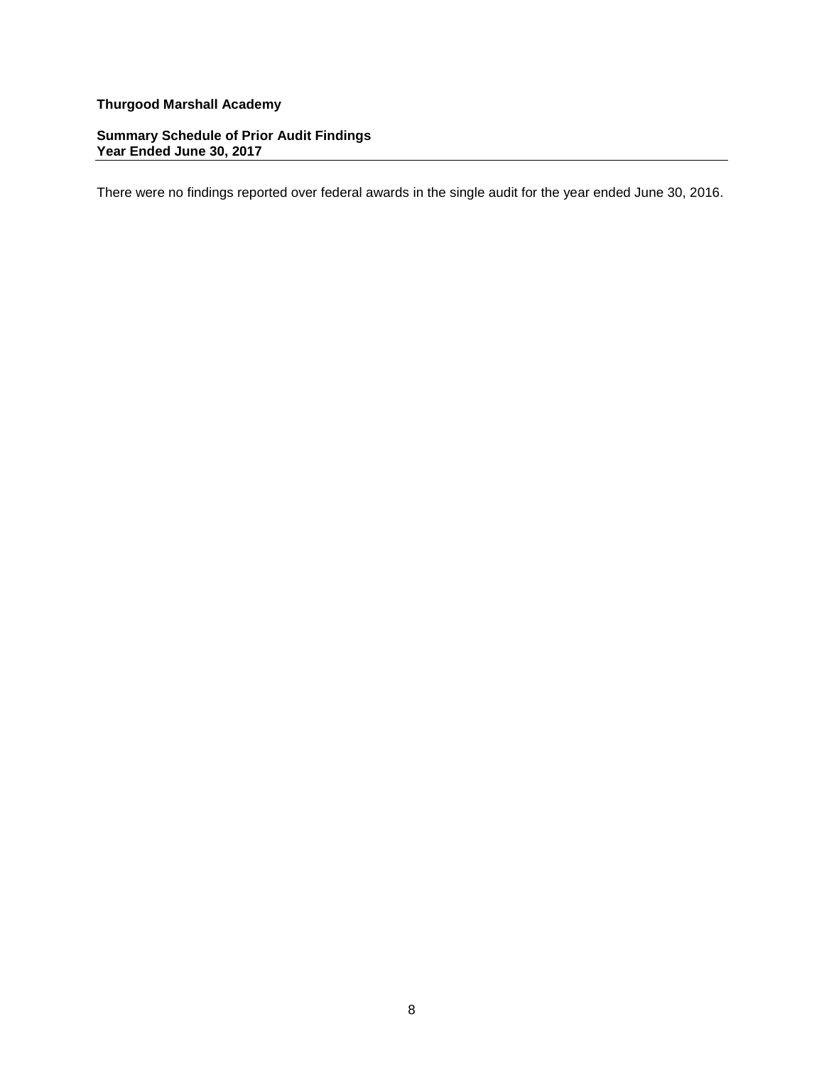**Thurgood Marshall Academy**

**Summary Schedule of Prior Audit Findings**
**Year Ended June 30, 2017**

There were no findings reported over federal awards in the single audit for the year ended June 30, 2016.